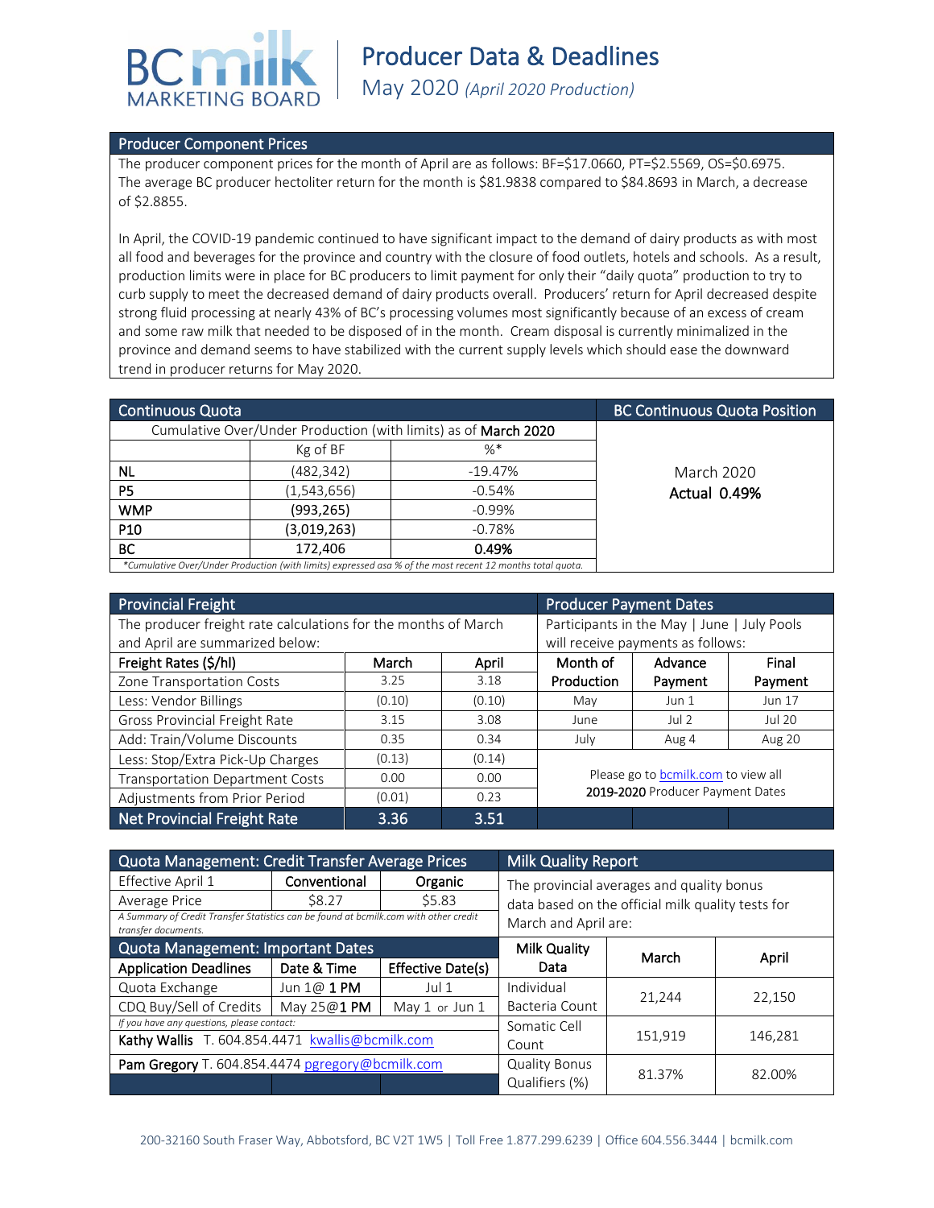# BC Milk Marketing Board

# Producer Data & Deadlines

## May 2020 *(April 2020 Production)*

## Producer Component Prices

The producer component prices for the month of April are as follows: BF=$17.0660, PT=$2.5569, OS=$0.6975. The average BC producer hectoliter return for the month is $81.9838 compared to $84.8693 in March, a decrease of $2.8855.

In April, the COVID-19 pandemic continued to have significant impact to the demand of dairy products as with most all food and beverages for the province and country with the closure of food outlets, hotels and schools. As a result, production limits were in place for BC producers to limit payment for only their "daily quota" production to try to curb supply to meet the decreased demand of dairy products overall. Producers' return for April decreased despite strong fluid processing at nearly 43% of BC's processing volumes most significantly because of an excess of cream and some raw milk that needed to be disposed of in the month. Cream disposal is currently minimalized in the province and demand seems to have stabilized with the current supply levels which should ease the downward trend in producer returns for May 2020.

## Continuous Quota

Cumulative Over/Under Production (with limits) as of **March 2020**

| | Kg of BF | %* |
|---|---|---|
| **NL** | (482,342) | -19.47% |
| **P5** | (1,543,656) | -0.54% |
| **WMP** | (993,265) | -0.99% |
| **P10** | (3,019,263) | -0.78% |
| **BC** | 172,406 | **0.49%** |

*\*Cumulative Over/Under Production (with limits) expressed asa % of the most recent 12 months total quota.*

## BC Continuous Quota Position

March 2020
**Actual 0.49%**

## Provincial Freight

The producer freight rate calculations for the months of March and April are summarized below:

| Freight Rates ($/hl) | March | April |
|---|---|---|
| Zone Transportation Costs | 3.25 | 3.18 |
| Less: Vendor Billings | (0.10) | (0.10) |
| Gross Provincial Freight Rate | 3.15 | 3.08 |
| Add: Train/Volume Discounts | 0.35 | 0.34 |
| Less: Stop/Extra Pick-Up Charges | (0.13) | (0.14) |
| Transportation Department Costs | 0.00 | 0.00 |
| Adjustments from Prior Period | (0.01) | 0.23 |
| **Net Provincial Freight Rate** | **3.36** | **3.51** |

## Producer Payment Dates

Participants in the May | June | July Pools will receive payments as follows:

| Month of Production | Advance Payment | Final Payment |
|---|---|---|
| May | Jun 1 | Jun 17 |
| June | Jul 2 | Jul 20 |
| July | Aug 4 | Aug 20 |

Please go to [bcmilk.com](bcmilk.com) to view all **2019-2020** Producer Payment Dates

## Quota Management: Credit Transfer Average Prices

| Effective April 1 | Conventional | Organic |
|---|---|---|
| Average Price | $8.27 | $5.83 |

*A Summary of Credit Transfer Statistics can be found at bcmilk.com with other credit transfer documents.*

## Quota Management: Important Dates

| Application Deadlines | Date & Time | Effective Date(s) |
|---|---|---|
| Quota Exchange | Jun 1@ **1 PM** | Jul 1 |
| CDQ Buy/Sell of Credits | May 25@**1 PM** | May 1 or Jun 1 |

*If you have any questions, please contact:*

**Kathy Wallis** T. 604.854.4471 [kwallis@bcmilk.com](mailto:kwallis@bcmilk.com)

**Pam Gregory** T. 604.854.4474 [pgregory@bcmilk.com](mailto:pgregory@bcmilk.com)

## Milk Quality Report

The provincial averages and quality bonus data based on the official milk quality tests for March and April are:

| Milk Quality Data | March | April |
|---|---|---|
| Individual Bacteria Count | 21,244 | 22,150 |
| Somatic Cell Count | 151,919 | 146,281 |
| Quality Bonus Qualifiers (%) | 81.37% | 82.00% |

200-32160 South Fraser Way, Abbotsford, BC V2T 1W5 | Toll Free 1.877.299.6239 | Office 604.556.3444 | bcmilk.com